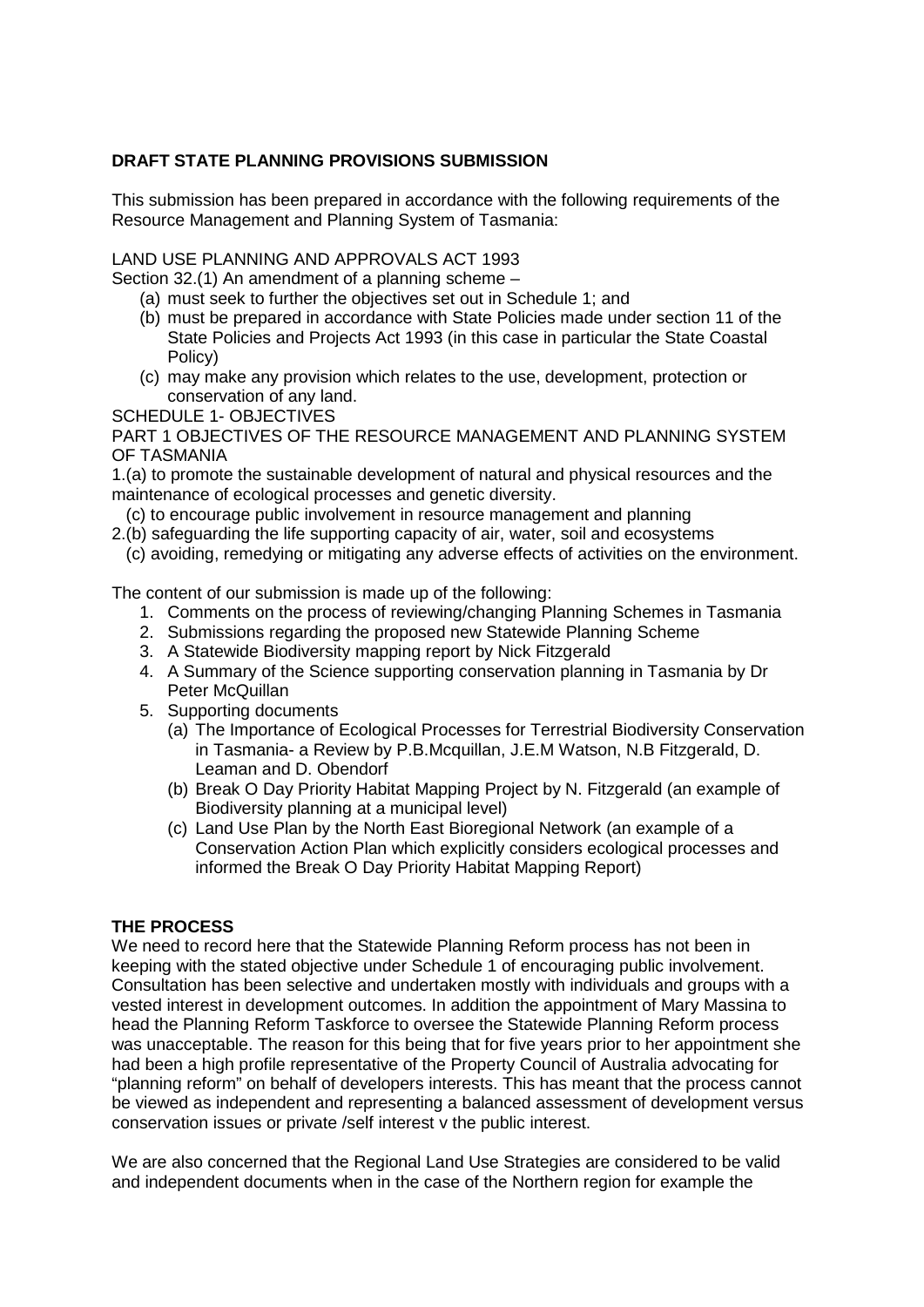**DRAFT STATE PLANNING PROVISIONS SUBMISSION**

This submission has been prepared in accordance with the following requirements of the Resource Management and Planning System of Tasmania:

LAND USE PLANNING AND APPROVALS ACT 1993

Section 32.(1) An amendment of a planning scheme –

- (a) must seek to further the objectives set out in Schedule 1; and
- (b) must be prepared in accordance with State Policies made under section 11 of the State Policies and Projects Act 1993 (in this case in particular the State Coastal Policy)
- (c) may make any provision which relates to the use, development, protection or conservation of any land.

SCHEDULE 1- OBJECTIVES

PART 1 OBJECTIVES OF THE RESOURCE MANAGEMENT AND PLANNING SYSTEM OF TASMANIA

1.(a) to promote the sustainable development of natural and physical resources and the maintenance of ecological processes and genetic diversity.

  (c) to encourage public involvement in resource management and planning

2.(b) safeguarding the life supporting capacity of air, water, soil and ecosystems

  (c) avoiding, remedying or mitigating any adverse effects of activities on the environment.

The content of our submission is made up of the following:

1. Comments on the process of reviewing/changing Planning Schemes in Tasmania
2. Submissions regarding the proposed new Statewide Planning Scheme
3. A Statewide Biodiversity mapping report by Nick Fitzgerald
4. A Summary of the Science supporting conservation planning in Tasmania by Dr Peter McQuillan
5. Supporting documents
   - (a) The Importance of Ecological Processes for Terrestrial Biodiversity Conservation in Tasmania- a Review by P.B.Mcquillan, J.E.M Watson, N.B Fitzgerald, D. Leaman and D. Obendorf
   - (b) Break O Day Priority Habitat Mapping Project by N. Fitzgerald (an example of Biodiversity planning at a municipal level)
   - (c) Land Use Plan by the North East Bioregional Network (an example of a Conservation Action Plan which explicitly considers ecological processes and informed the Break O Day Priority Habitat Mapping Report)

**THE PROCESS**

We need to record here that the Statewide Planning Reform process has not been in keeping with the stated objective under Schedule 1 of encouraging public involvement. Consultation has been selective and undertaken mostly with individuals and groups with a vested interest in development outcomes. In addition the appointment of Mary Massina to head the Planning Reform Taskforce to oversee the Statewide Planning Reform process was unacceptable. The reason for this being that for five years prior to her appointment she had been a high profile representative of the Property Council of Australia advocating for "planning reform" on behalf of developers interests. This has meant that the process cannot be viewed as independent and representing a balanced assessment of development versus conservation issues or private /self interest v the public interest.

We are also concerned that the Regional Land Use Strategies are considered to be valid and independent documents when in the case of the Northern region for example the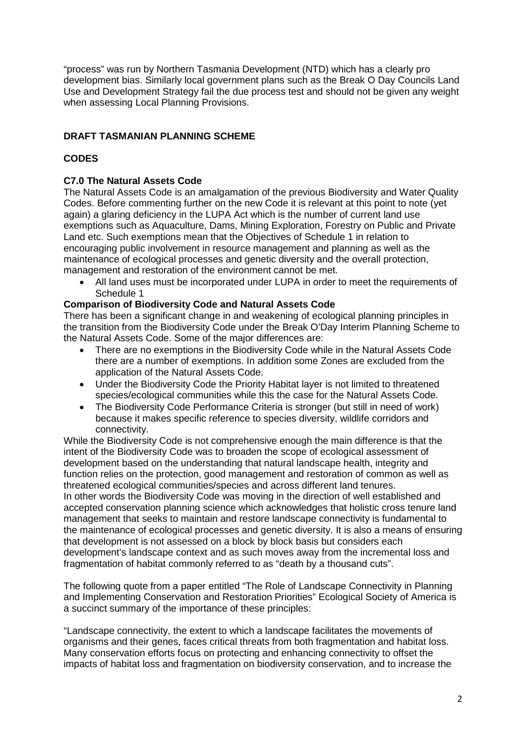"process" was run by Northern Tasmania Development (NTD) which has a clearly pro development bias. Similarly local government plans such as the Break O Day Councils Land Use and Development Strategy fail the due process test and should not be given any weight when assessing Local Planning Provisions.

## DRAFT TASMANIAN PLANNING SCHEME

## CODES

### C7.0 The Natural Assets Code

The Natural Assets Code is an amalgamation of the previous Biodiversity and Water Quality Codes. Before commenting further on the new Code it is relevant at this point to note (yet again) a glaring deficiency in the LUPA Act which is the number of current land use exemptions such as Aquaculture, Dams, Mining Exploration, Forestry on Public and Private Land etc. Such exemptions mean that the Objectives of Schedule 1 in relation to encouraging public involvement in resource management and planning as well as the maintenance of ecological processes and genetic diversity and the overall protection, management and restoration of the environment cannot be met.

- All land uses must be incorporated under LUPA in order to meet the requirements of Schedule 1

### Comparison of Biodiversity Code and Natural Assets Code

There has been a significant change in and weakening of ecological planning principles in the transition from the Biodiversity Code under the Break O'Day Interim Planning Scheme to the Natural Assets Code. Some of the major differences are:

- There are no exemptions in the Biodiversity Code while in the Natural Assets Code there are a number of exemptions. In addition some Zones are excluded from the application of the Natural Assets Code.
- Under the Biodiversity Code the Priority Habitat layer is not limited to threatened species/ecological communities while this the case for the Natural Assets Code.
- The Biodiversity Code Performance Criteria is stronger (but still in need of work) because it makes specific reference to species diversity, wildlife corridors and connectivity.

While the Biodiversity Code is not comprehensive enough the main difference is that the intent of the Biodiversity Code was to broaden the scope of ecological assessment of development based on the understanding that natural landscape health, integrity and function relies on the protection, good management and restoration of common as well as threatened ecological communities/species and across different land tenures.
In other words the Biodiversity Code was moving in the direction of well established and accepted conservation planning science which acknowledges that holistic cross tenure land management that seeks to maintain and restore landscape connectivity is fundamental to the maintenance of ecological processes and genetic diversity. It is also a means of ensuring that development is not assessed on a block by block basis but considers each development's landscape context and as such moves away from the incremental loss and fragmentation of habitat commonly referred to as "death by a thousand cuts".

The following quote from a paper entitled "The Role of Landscape Connectivity in Planning and Implementing Conservation and Restoration Priorities" Ecological Society of America is a succinct summary of the importance of these principles:

"Landscape connectivity, the extent to which a landscape facilitates the movements of organisms and their genes, faces critical threats from both fragmentation and habitat loss. Many conservation efforts focus on protecting and enhancing connectivity to offset the impacts of habitat loss and fragmentation on biodiversity conservation, and to increase the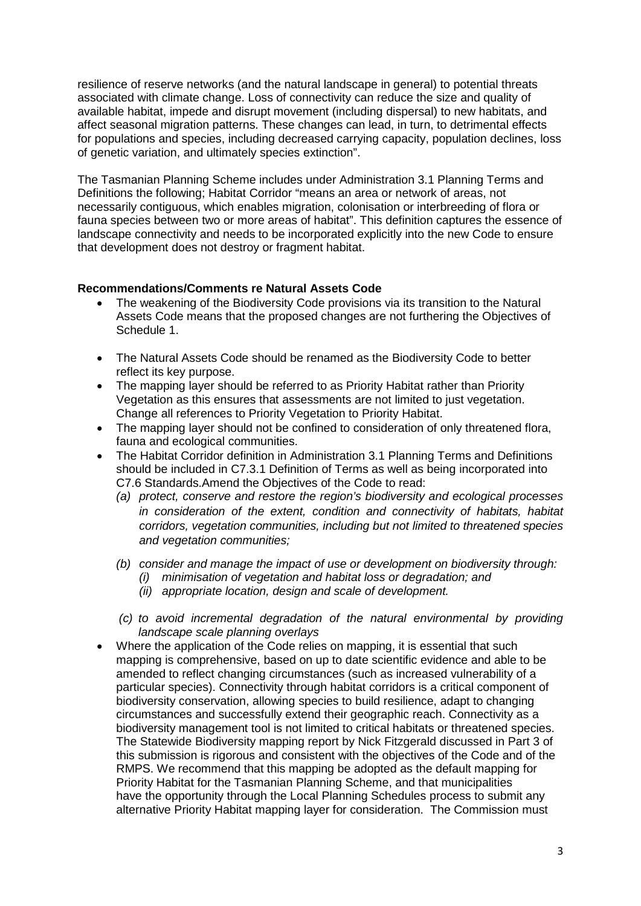resilience of reserve networks (and the natural landscape in general) to potential threats associated with climate change. Loss of connectivity can reduce the size and quality of available habitat, impede and disrupt movement (including dispersal) to new habitats, and affect seasonal migration patterns. These changes can lead, in turn, to detrimental effects for populations and species, including decreased carrying capacity, population declines, loss of genetic variation, and ultimately species extinction".

The Tasmanian Planning Scheme includes under Administration 3.1 Planning Terms and Definitions the following; Habitat Corridor "means an area or network of areas, not necessarily contiguous, which enables migration, colonisation or interbreeding of flora or fauna species between two or more areas of habitat". This definition captures the essence of landscape connectivity and needs to be incorporated explicitly into the new Code to ensure that development does not destroy or fragment habitat.

**Recommendations/Comments re Natural Assets Code**

- The weakening of the Biodiversity Code provisions via its transition to the Natural Assets Code means that the proposed changes are not furthering the Objectives of Schedule 1.

- The Natural Assets Code should be renamed as the Biodiversity Code to better reflect its key purpose.
- The mapping layer should be referred to as Priority Habitat rather than Priority Vegetation as this ensures that assessments are not limited to just vegetation. Change all references to Priority Vegetation to Priority Habitat.
- The mapping layer should not be confined to consideration of only threatened flora, fauna and ecological communities.
- The Habitat Corridor definition in Administration 3.1 Planning Terms and Definitions should be included in C7.3.1 Definition of Terms as well as being incorporated into C7.6 Standards.Amend the Objectives of the Code to read:
  - *(a) protect, conserve and restore the region's biodiversity and ecological processes in consideration of the extent, condition and connectivity of habitats, habitat corridors, vegetation communities, including but not limited to threatened species and vegetation communities;*

  - *(b) consider and manage the impact of use or development on biodiversity through:*
    - *(i) minimisation of vegetation and habitat loss or degradation; and*
    - *(ii) appropriate location, design and scale of development.*

  - *(c) to avoid incremental degradation of the natural environmental by providing landscape scale planning overlays*
- Where the application of the Code relies on mapping, it is essential that such mapping is comprehensive, based on up to date scientific evidence and able to be amended to reflect changing circumstances (such as increased vulnerability of a particular species). Connectivity through habitat corridors is a critical component of biodiversity conservation, allowing species to build resilience, adapt to changing circumstances and successfully extend their geographic reach. Connectivity as a biodiversity management tool is not limited to critical habitats or threatened species. The Statewide Biodiversity mapping report by Nick Fitzgerald discussed in Part 3 of this submission is rigorous and consistent with the objectives of the Code and of the RMPS. We recommend that this mapping be adopted as the default mapping for Priority Habitat for the Tasmanian Planning Scheme, and that municipalities have the opportunity through the Local Planning Schedules process to submit any alternative Priority Habitat mapping layer for consideration. The Commission must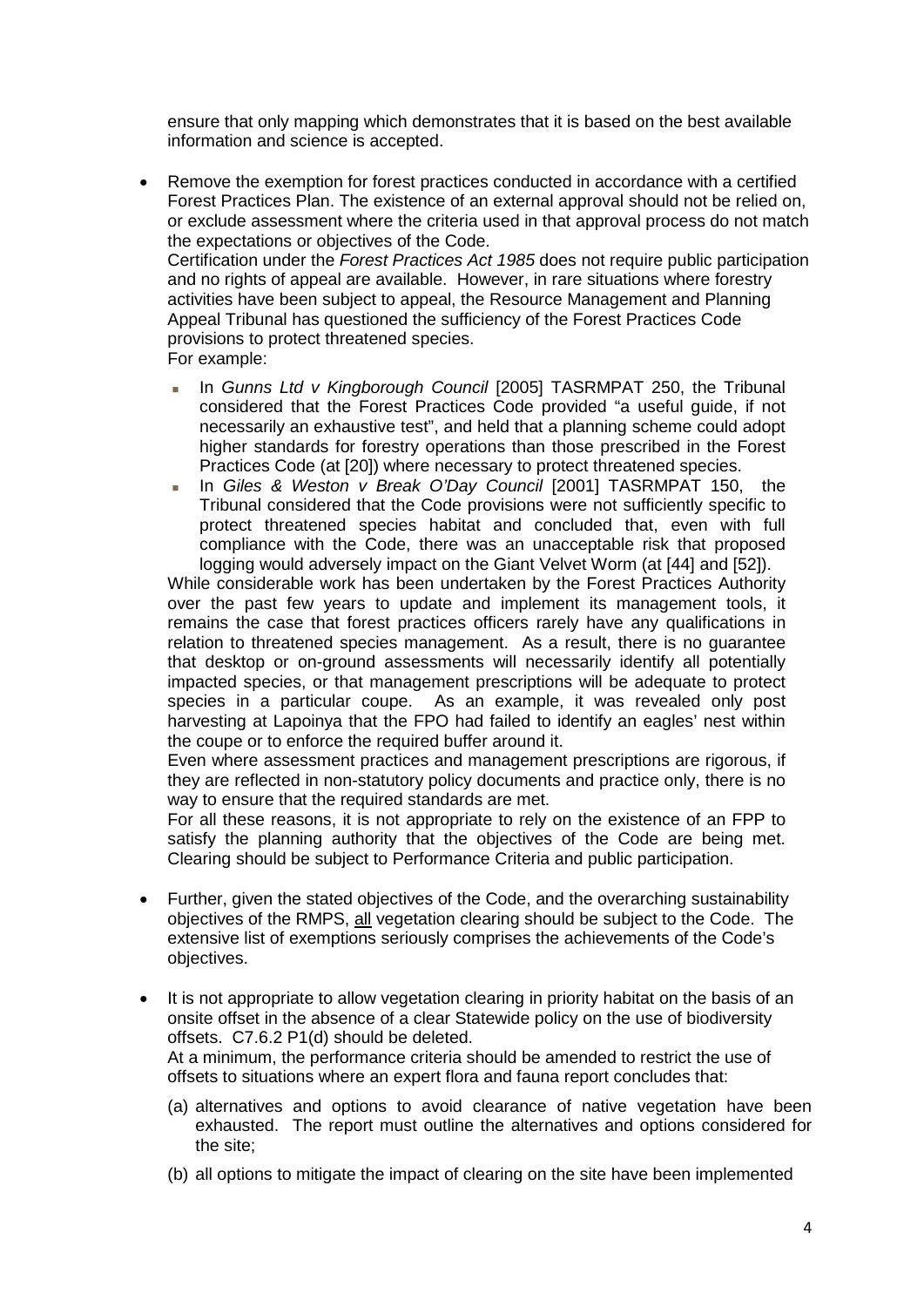ensure that only mapping which demonstrates that it is based on the best available information and science is accepted.

- Remove the exemption for forest practices conducted in accordance with a certified Forest Practices Plan. The existence of an external approval should not be relied on, or exclude assessment where the criteria used in that approval process do not match the expectations or objectives of the Code.
  Certification under the *Forest Practices Act 1985* does not require public participation and no rights of appeal are available. However, in rare situations where forestry activities have been subject to appeal, the Resource Management and Planning Appeal Tribunal has questioned the sufficiency of the Forest Practices Code provisions to protect threatened species.
  For example:
  - In *Gunns Ltd v Kingborough Council* [2005] TASRMPAT 250, the Tribunal considered that the Forest Practices Code provided "a useful guide, if not necessarily an exhaustive test", and held that a planning scheme could adopt higher standards for forestry operations than those prescribed in the Forest Practices Code (at [20]) where necessary to protect threatened species.
  - In *Giles & Weston v Break O'Day Council* [2001] TASRMPAT 150, the Tribunal considered that the Code provisions were not sufficiently specific to protect threatened species habitat and concluded that, even with full compliance with the Code, there was an unacceptable risk that proposed logging would adversely impact on the Giant Velvet Worm (at [44] and [52]).

  While considerable work has been undertaken by the Forest Practices Authority over the past few years to update and implement its management tools, it remains the case that forest practices officers rarely have any qualifications in relation to threatened species management. As a result, there is no guarantee that desktop or on-ground assessments will necessarily identify all potentially impacted species, or that management prescriptions will be adequate to protect species in a particular coupe. As an example, it was revealed only post harvesting at Lapoinya that the FPO had failed to identify an eagles' nest within the coupe or to enforce the required buffer around it.
  Even where assessment practices and management prescriptions are rigorous, if they are reflected in non-statutory policy documents and practice only, there is no way to ensure that the required standards are met.
  For all these reasons, it is not appropriate to rely on the existence of an FPP to satisfy the planning authority that the objectives of the Code are being met. Clearing should be subject to Performance Criteria and public participation.

- Further, given the stated objectives of the Code, and the overarching sustainability objectives of the RMPS, <u>all</u> vegetation clearing should be subject to the Code. The extensive list of exemptions seriously comprises the achievements of the Code's objectives.

- It is not appropriate to allow vegetation clearing in priority habitat on the basis of an onsite offset in the absence of a clear Statewide policy on the use of biodiversity offsets. C7.6.2 P1(d) should be deleted.
  At a minimum, the performance criteria should be amended to restrict the use of offsets to situations where an expert flora and fauna report concludes that:

  (a) alternatives and options to avoid clearance of native vegetation have been exhausted. The report must outline the alternatives and options considered for the site;

  (b) all options to mitigate the impact of clearing on the site have been implemented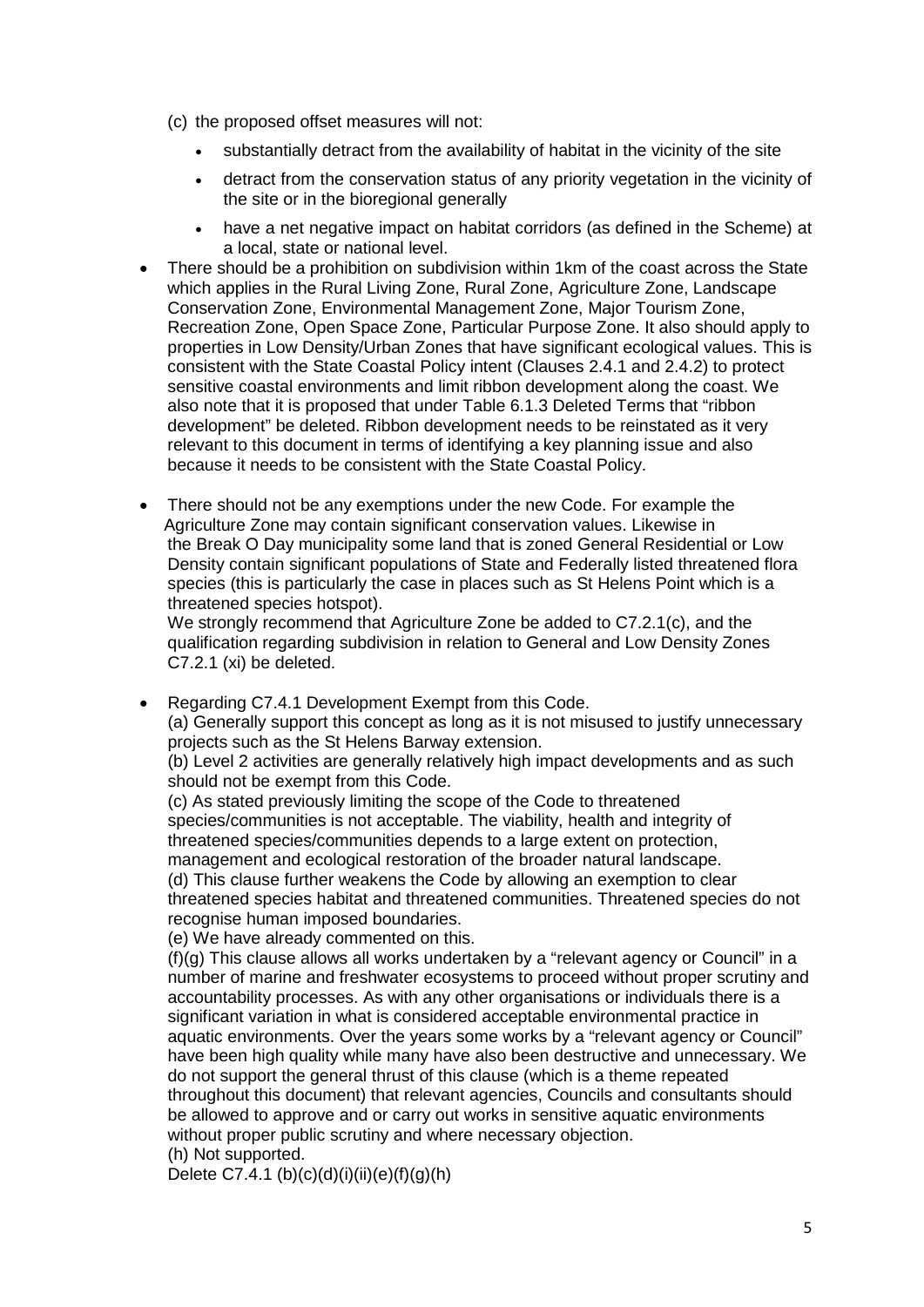(c) the proposed offset measures will not:

- substantially detract from the availability of habitat in the vicinity of the site
- detract from the conservation status of any priority vegetation in the vicinity of the site or in the bioregional generally
- have a net negative impact on habitat corridors (as defined in the Scheme) at a local, state or national level.

- There should be a prohibition on subdivision within 1km of the coast across the State which applies in the Rural Living Zone, Rural Zone, Agriculture Zone, Landscape Conservation Zone, Environmental Management Zone, Major Tourism Zone, Recreation Zone, Open Space Zone, Particular Purpose Zone. It also should apply to properties in Low Density/Urban Zones that have significant ecological values. This is consistent with the State Coastal Policy intent (Clauses 2.4.1 and 2.4.2) to protect sensitive coastal environments and limit ribbon development along the coast. We also note that it is proposed that under Table 6.1.3 Deleted Terms that "ribbon development" be deleted. Ribbon development needs to be reinstated as it very relevant to this document in terms of identifying a key planning issue and also because it needs to be consistent with the State Coastal Policy.

- There should not be any exemptions under the new Code. For example the Agriculture Zone may contain significant conservation values. Likewise in the Break O Day municipality some land that is zoned General Residential or Low Density contain significant populations of State and Federally listed threatened flora species (this is particularly the case in places such as St Helens Point which is a threatened species hotspot).
  We strongly recommend that Agriculture Zone be added to C7.2.1(c), and the qualification regarding subdivision in relation to General and Low Density Zones C7.2.1 (xi) be deleted.

- Regarding C7.4.1 Development Exempt from this Code.
  (a) Generally support this concept as long as it is not misused to justify unnecessary projects such as the St Helens Barway extension.
  (b) Level 2 activities are generally relatively high impact developments and as such should not be exempt from this Code.
  (c) As stated previously limiting the scope of the Code to threatened species/communities is not acceptable. The viability, health and integrity of threatened species/communities depends to a large extent on protection, management and ecological restoration of the broader natural landscape.
  (d) This clause further weakens the Code by allowing an exemption to clear threatened species habitat and threatened communities. Threatened species do not recognise human imposed boundaries.
  (e) We have already commented on this.
  (f)(g) This clause allows all works undertaken by a "relevant agency or Council" in a number of marine and freshwater ecosystems to proceed without proper scrutiny and accountability processes. As with any other organisations or individuals there is a significant variation in what is considered acceptable environmental practice in aquatic environments. Over the years some works by a "relevant agency or Council" have been high quality while many have also been destructive and unnecessary. We do not support the general thrust of this clause (which is a theme repeated throughout this document) that relevant agencies, Councils and consultants should be allowed to approve and or carry out works in sensitive aquatic environments without proper public scrutiny and where necessary objection.
  (h) Not supported.
  Delete C7.4.1 (b)(c)(d)(i)(ii)(e)(f)(g)(h)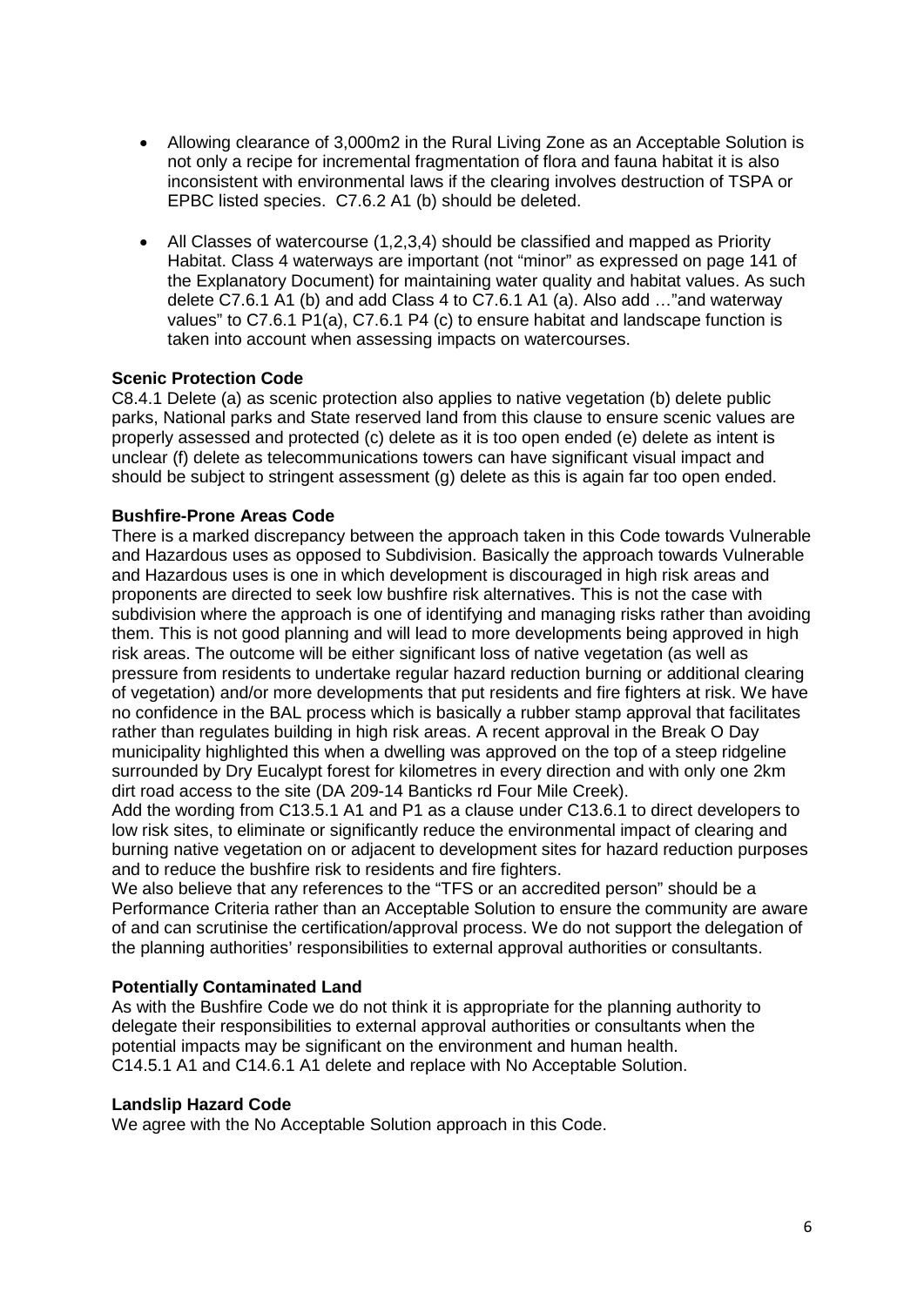- Allowing clearance of 3,000m2 in the Rural Living Zone as an Acceptable Solution is not only a recipe for incremental fragmentation of flora and fauna habitat it is also inconsistent with environmental laws if the clearing involves destruction of TSPA or EPBC listed species. C7.6.2 A1 (b) should be deleted.

- All Classes of watercourse (1,2,3,4) should be classified and mapped as Priority Habitat. Class 4 waterways are important (not "minor" as expressed on page 141 of the Explanatory Document) for maintaining water quality and habitat values. As such delete C7.6.1 A1 (b) and add Class 4 to C7.6.1 A1 (a). Also add …"and waterway values" to C7.6.1 P1(a), C7.6.1 P4 (c) to ensure habitat and landscape function is taken into account when assessing impacts on watercourses.

**Scenic Protection Code**

C8.4.1 Delete (a) as scenic protection also applies to native vegetation (b) delete public parks, National parks and State reserved land from this clause to ensure scenic values are properly assessed and protected (c) delete as it is too open ended (e) delete as intent is unclear (f) delete as telecommunications towers can have significant visual impact and should be subject to stringent assessment (g) delete as this is again far too open ended.

**Bushfire-Prone Areas Code**

There is a marked discrepancy between the approach taken in this Code towards Vulnerable and Hazardous uses as opposed to Subdivision. Basically the approach towards Vulnerable and Hazardous uses is one in which development is discouraged in high risk areas and proponents are directed to seek low bushfire risk alternatives. This is not the case with subdivision where the approach is one of identifying and managing risks rather than avoiding them. This is not good planning and will lead to more developments being approved in high risk areas. The outcome will be either significant loss of native vegetation (as well as pressure from residents to undertake regular hazard reduction burning or additional clearing of vegetation) and/or more developments that put residents and fire fighters at risk. We have no confidence in the BAL process which is basically a rubber stamp approval that facilitates rather than regulates building in high risk areas. A recent approval in the Break O Day municipality highlighted this when a dwelling was approved on the top of a steep ridgeline surrounded by Dry Eucalypt forest for kilometres in every direction and with only one 2km dirt road access to the site (DA 209-14 Banticks rd Four Mile Creek).

Add the wording from C13.5.1 A1 and P1 as a clause under C13.6.1 to direct developers to low risk sites, to eliminate or significantly reduce the environmental impact of clearing and burning native vegetation on or adjacent to development sites for hazard reduction purposes and to reduce the bushfire risk to residents and fire fighters.

We also believe that any references to the "TFS or an accredited person" should be a Performance Criteria rather than an Acceptable Solution to ensure the community are aware of and can scrutinise the certification/approval process. We do not support the delegation of the planning authorities' responsibilities to external approval authorities or consultants.

**Potentially Contaminated Land**

As with the Bushfire Code we do not think it is appropriate for the planning authority to delegate their responsibilities to external approval authorities or consultants when the potential impacts may be significant on the environment and human health.
C14.5.1 A1 and C14.6.1 A1 delete and replace with No Acceptable Solution.

**Landslip Hazard Code**

We agree with the No Acceptable Solution approach in this Code.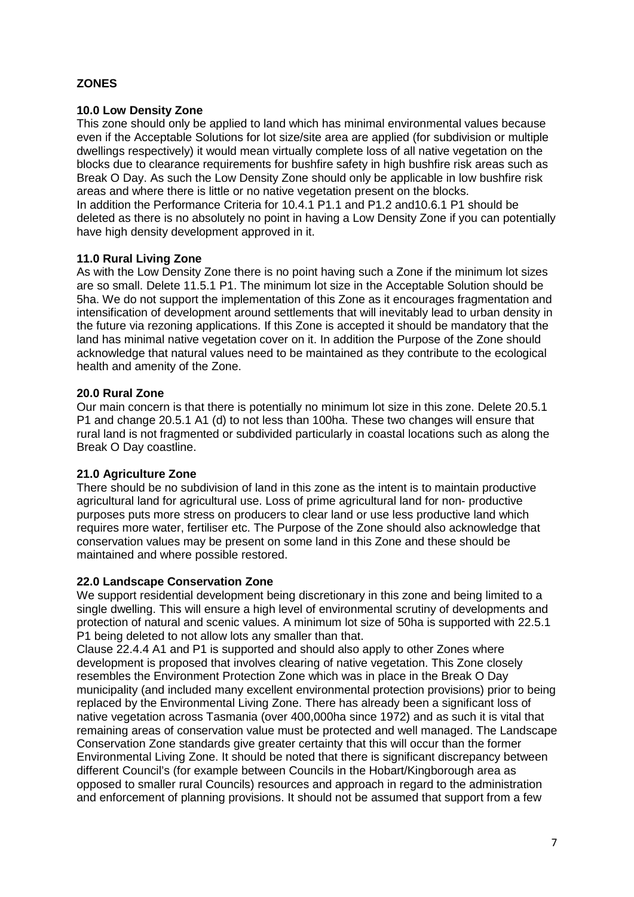## ZONES

### 10.0 Low Density Zone

This zone should only be applied to land which has minimal environmental values because even if the Acceptable Solutions for lot size/site area are applied (for subdivision or multiple dwellings respectively) it would mean virtually complete loss of all native vegetation on the blocks due to clearance requirements for bushfire safety in high bushfire risk areas such as Break O Day. As such the Low Density Zone should only be applicable in low bushfire risk areas and where there is little or no native vegetation present on the blocks.
In addition the Performance Criteria for 10.4.1 P1.1 and P1.2 and10.6.1 P1 should be deleted as there is no absolutely no point in having a Low Density Zone if you can potentially have high density development approved in it.

### 11.0 Rural Living Zone

As with the Low Density Zone there is no point having such a Zone if the minimum lot sizes are so small. Delete 11.5.1 P1. The minimum lot size in the Acceptable Solution should be 5ha. We do not support the implementation of this Zone as it encourages fragmentation and intensification of development around settlements that will inevitably lead to urban density in the future via rezoning applications. If this Zone is accepted it should be mandatory that the land has minimal native vegetation cover on it. In addition the Purpose of the Zone should acknowledge that natural values need to be maintained as they contribute to the ecological health and amenity of the Zone.

### 20.0 Rural Zone

Our main concern is that there is potentially no minimum lot size in this zone. Delete 20.5.1 P1 and change 20.5.1 A1 (d) to not less than 100ha. These two changes will ensure that rural land is not fragmented or subdivided particularly in coastal locations such as along the Break O Day coastline.

### 21.0 Agriculture Zone

There should be no subdivision of land in this zone as the intent is to maintain productive agricultural land for agricultural use. Loss of prime agricultural land for non- productive purposes puts more stress on producers to clear land or use less productive land which requires more water, fertiliser etc. The Purpose of the Zone should also acknowledge that conservation values may be present on some land in this Zone and these should be maintained and where possible restored.

### 22.0 Landscape Conservation Zone

We support residential development being discretionary in this zone and being limited to a single dwelling. This will ensure a high level of environmental scrutiny of developments and protection of natural and scenic values. A minimum lot size of 50ha is supported with 22.5.1 P1 being deleted to not allow lots any smaller than that.
Clause 22.4.4 A1 and P1 is supported and should also apply to other Zones where development is proposed that involves clearing of native vegetation. This Zone closely resembles the Environment Protection Zone which was in place in the Break O Day municipality (and included many excellent environmental protection provisions) prior to being replaced by the Environmental Living Zone. There has already been a significant loss of native vegetation across Tasmania (over 400,000ha since 1972) and as such it is vital that remaining areas of conservation value must be protected and well managed. The Landscape Conservation Zone standards give greater certainty that this will occur than the former Environmental Living Zone. It should be noted that there is significant discrepancy between different Council's (for example between Councils in the Hobart/Kingborough area as opposed to smaller rural Councils) resources and approach in regard to the administration and enforcement of planning provisions. It should not be assumed that support from a few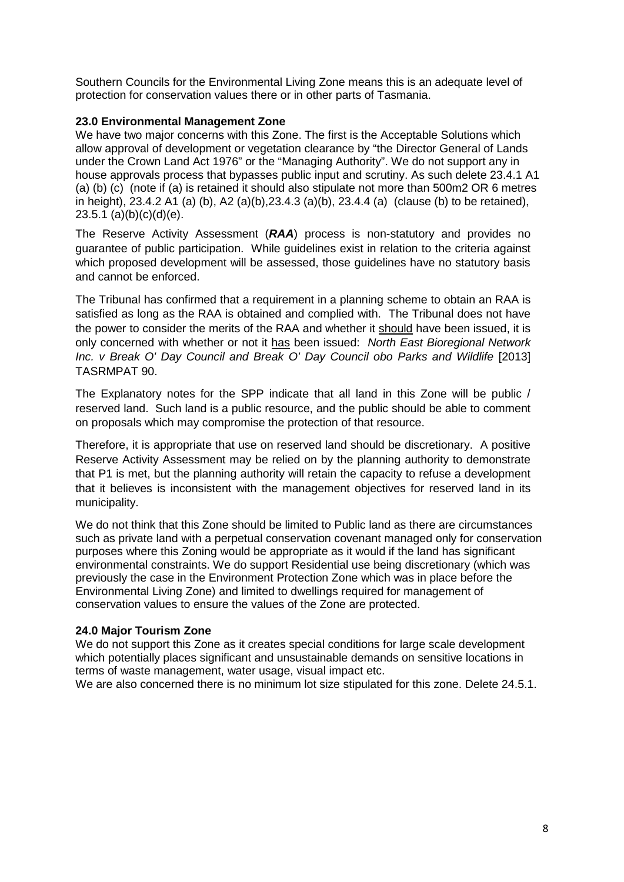Southern Councils for the Environmental Living Zone means this is an adequate level of protection for conservation values there or in other parts of Tasmania.

### 23.0 Environmental Management Zone

We have two major concerns with this Zone. The first is the Acceptable Solutions which allow approval of development or vegetation clearance by "the Director General of Lands under the Crown Land Act 1976" or the "Managing Authority". We do not support any in house approvals process that bypasses public input and scrutiny. As such delete 23.4.1 A1 (a) (b) (c) (note if (a) is retained it should also stipulate not more than 500m2 OR 6 metres in height), 23.4.2 A1 (a) (b), A2 (a)(b),23.4.3 (a)(b), 23.4.4 (a) (clause (b) to be retained), 23.5.1 (a)(b)(c)(d)(e).

The Reserve Activity Assessment (***RAA***) process is non-statutory and provides no guarantee of public participation. While guidelines exist in relation to the criteria against which proposed development will be assessed, those guidelines have no statutory basis and cannot be enforced.

The Tribunal has confirmed that a requirement in a planning scheme to obtain an RAA is satisfied as long as the RAA is obtained and complied with. The Tribunal does not have the power to consider the merits of the RAA and whether it <u>should</u> have been issued, it is only concerned with whether or not it <u>has</u> been issued: *North East Bioregional Network Inc. v Break O' Day Council and Break O' Day Council obo Parks and Wildlife* [2013] TASRMPAT 90.

The Explanatory notes for the SPP indicate that all land in this Zone will be public / reserved land. Such land is a public resource, and the public should be able to comment on proposals which may compromise the protection of that resource.

Therefore, it is appropriate that use on reserved land should be discretionary. A positive Reserve Activity Assessment may be relied on by the planning authority to demonstrate that P1 is met, but the planning authority will retain the capacity to refuse a development that it believes is inconsistent with the management objectives for reserved land in its municipality.

We do not think that this Zone should be limited to Public land as there are circumstances such as private land with a perpetual conservation covenant managed only for conservation purposes where this Zoning would be appropriate as it would if the land has significant environmental constraints. We do support Residential use being discretionary (which was previously the case in the Environment Protection Zone which was in place before the Environmental Living Zone) and limited to dwellings required for management of conservation values to ensure the values of the Zone are protected.

### 24.0 Major Tourism Zone

We do not support this Zone as it creates special conditions for large scale development which potentially places significant and unsustainable demands on sensitive locations in terms of waste management, water usage, visual impact etc.

We are also concerned there is no minimum lot size stipulated for this zone. Delete 24.5.1.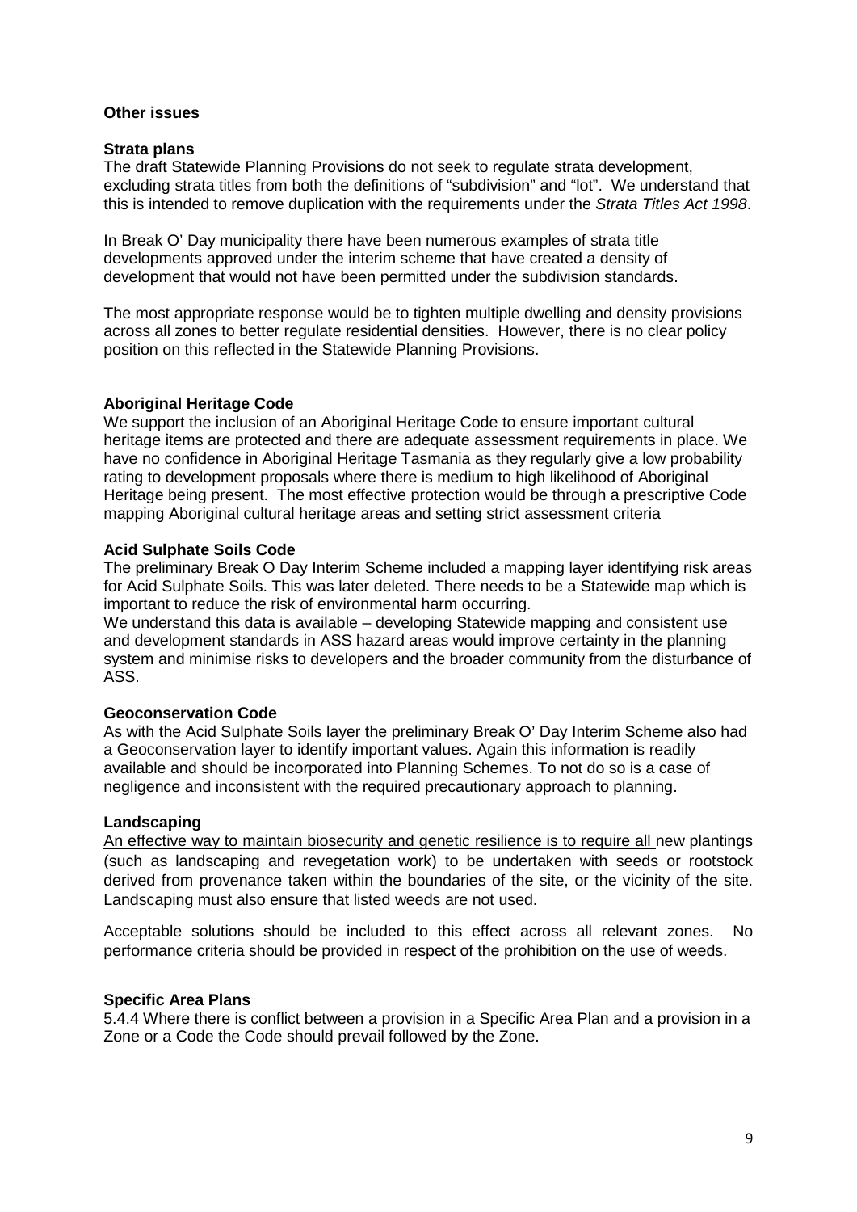## Other issues

### Strata plans

The draft Statewide Planning Provisions do not seek to regulate strata development, excluding strata titles from both the definitions of "subdivision" and "lot". We understand that this is intended to remove duplication with the requirements under the *Strata Titles Act 1998*.

In Break O' Day municipality there have been numerous examples of strata title developments approved under the interim scheme that have created a density of development that would not have been permitted under the subdivision standards.

The most appropriate response would be to tighten multiple dwelling and density provisions across all zones to better regulate residential densities. However, there is no clear policy position on this reflected in the Statewide Planning Provisions.

### Aboriginal Heritage Code

We support the inclusion of an Aboriginal Heritage Code to ensure important cultural heritage items are protected and there are adequate assessment requirements in place. We have no confidence in Aboriginal Heritage Tasmania as they regularly give a low probability rating to development proposals where there is medium to high likelihood of Aboriginal Heritage being present. The most effective protection would be through a prescriptive Code mapping Aboriginal cultural heritage areas and setting strict assessment criteria

### Acid Sulphate Soils Code

The preliminary Break O Day Interim Scheme included a mapping layer identifying risk areas for Acid Sulphate Soils. This was later deleted. There needs to be a Statewide map which is important to reduce the risk of environmental harm occurring.

We understand this data is available – developing Statewide mapping and consistent use and development standards in ASS hazard areas would improve certainty in the planning system and minimise risks to developers and the broader community from the disturbance of ASS.

### Geoconservation Code

As with the Acid Sulphate Soils layer the preliminary Break O' Day Interim Scheme also had a Geoconservation layer to identify important values. Again this information is readily available and should be incorporated into Planning Schemes. To not do so is a case of negligence and inconsistent with the required precautionary approach to planning.

### Landscaping

An effective way to maintain biosecurity and genetic resilience is to require all new plantings (such as landscaping and revegetation work) to be undertaken with seeds or rootstock derived from provenance taken within the boundaries of the site, or the vicinity of the site. Landscaping must also ensure that listed weeds are not used.

Acceptable solutions should be included to this effect across all relevant zones. No performance criteria should be provided in respect of the prohibition on the use of weeds.

### Specific Area Plans

5.4.4 Where there is conflict between a provision in a Specific Area Plan and a provision in a Zone or a Code the Code should prevail followed by the Zone.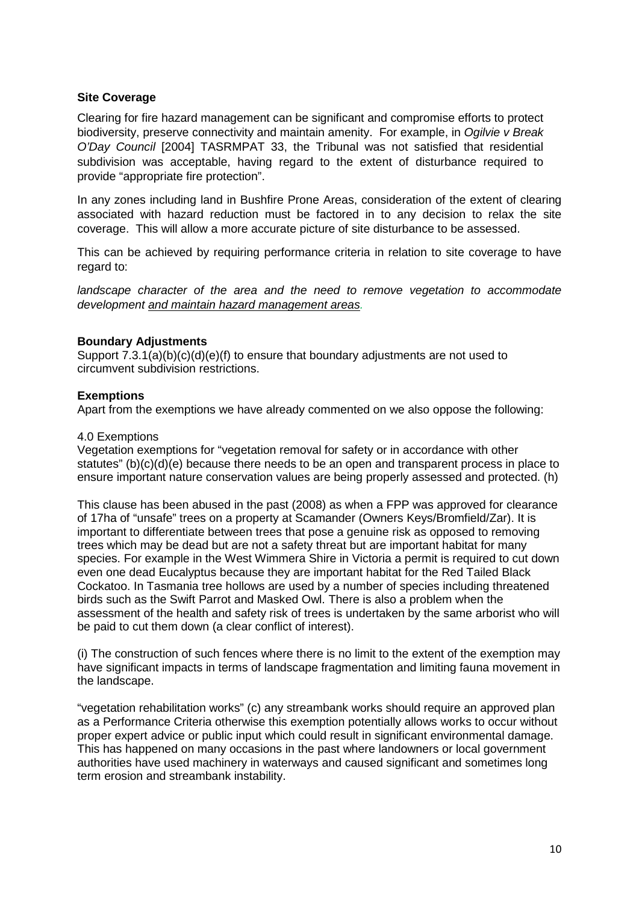**Site Coverage**

Clearing for fire hazard management can be significant and compromise efforts to protect biodiversity, preserve connectivity and maintain amenity. For example, in *Ogilvie v Break O'Day Council* [2004] TASRMPAT 33, the Tribunal was not satisfied that residential subdivision was acceptable, having regard to the extent of disturbance required to provide "appropriate fire protection".

In any zones including land in Bushfire Prone Areas, consideration of the extent of clearing associated with hazard reduction must be factored in to any decision to relax the site coverage. This will allow a more accurate picture of site disturbance to be assessed.

This can be achieved by requiring performance criteria in relation to site coverage to have regard to:

*landscape character of the area and the need to remove vegetation to accommodate development <u>and maintain hazard management areas</u>.*

**Boundary Adjustments**

Support 7.3.1(a)(b)(c)(d)(e)(f) to ensure that boundary adjustments are not used to circumvent subdivision restrictions.

**Exemptions**

Apart from the exemptions we have already commented on we also oppose the following:

4.0 Exemptions

Vegetation exemptions for "vegetation removal for safety or in accordance with other statutes" (b)(c)(d)(e) because there needs to be an open and transparent process in place to ensure important nature conservation values are being properly assessed and protected. (h)

This clause has been abused in the past (2008) as when a FPP was approved for clearance of 17ha of "unsafe" trees on a property at Scamander (Owners Keys/Bromfield/Zar). It is important to differentiate between trees that pose a genuine risk as opposed to removing trees which may be dead but are not a safety threat but are important habitat for many species. For example in the West Wimmera Shire in Victoria a permit is required to cut down even one dead Eucalyptus because they are important habitat for the Red Tailed Black Cockatoo. In Tasmania tree hollows are used by a number of species including threatened birds such as the Swift Parrot and Masked Owl. There is also a problem when the assessment of the health and safety risk of trees is undertaken by the same arborist who will be paid to cut them down (a clear conflict of interest).

(i) The construction of such fences where there is no limit to the extent of the exemption may have significant impacts in terms of landscape fragmentation and limiting fauna movement in the landscape.

"vegetation rehabilitation works" (c) any streambank works should require an approved plan as a Performance Criteria otherwise this exemption potentially allows works to occur without proper expert advice or public input which could result in significant environmental damage. This has happened on many occasions in the past where landowners or local government authorities have used machinery in waterways and caused significant and sometimes long term erosion and streambank instability.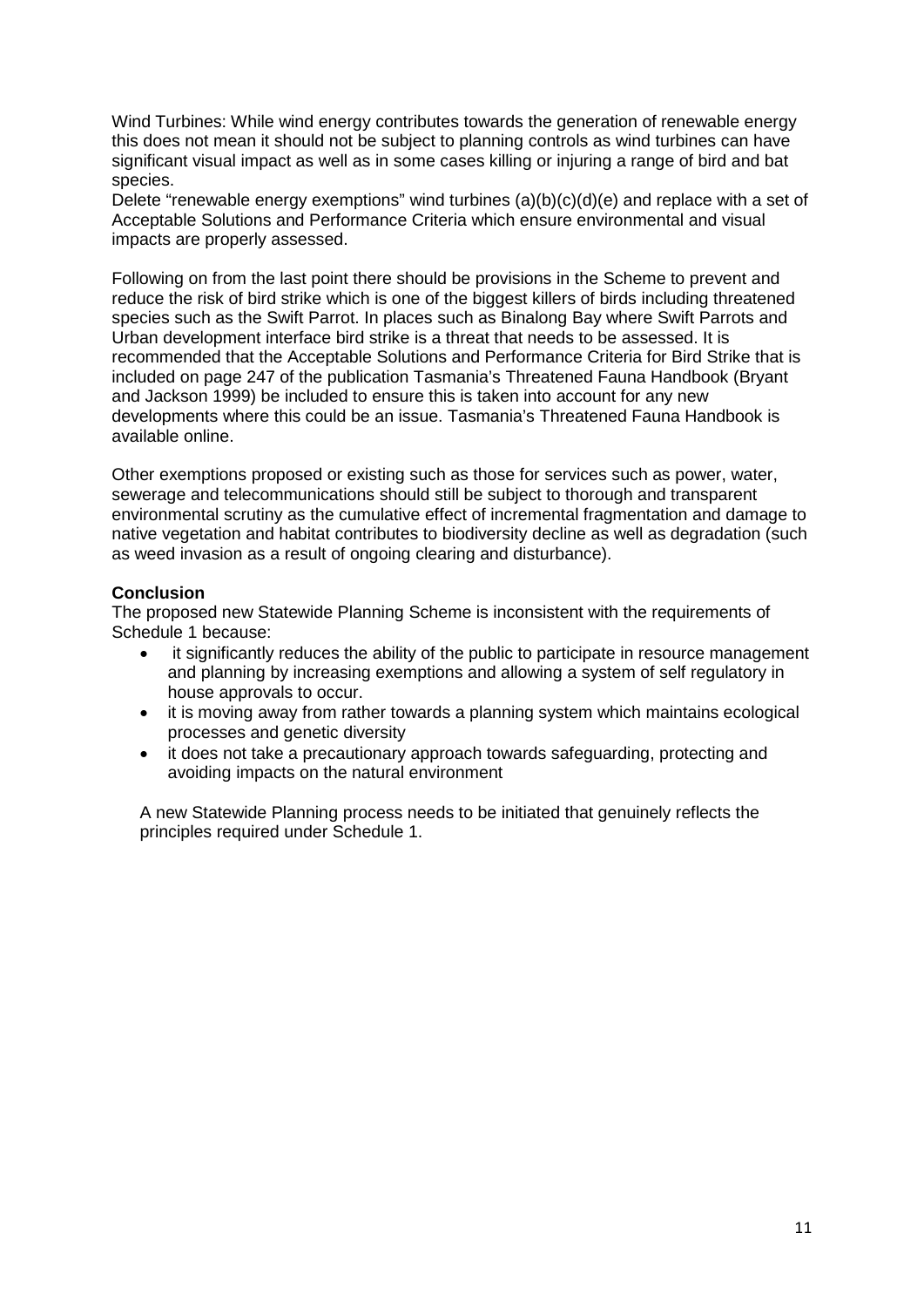Wind Turbines: While wind energy contributes towards the generation of renewable energy this does not mean it should not be subject to planning controls as wind turbines can have significant visual impact as well as in some cases killing or injuring a range of bird and bat species.

Delete "renewable energy exemptions" wind turbines (a)(b)(c)(d)(e) and replace with a set of Acceptable Solutions and Performance Criteria which ensure environmental and visual impacts are properly assessed.

Following on from the last point there should be provisions in the Scheme to prevent and reduce the risk of bird strike which is one of the biggest killers of birds including threatened species such as the Swift Parrot. In places such as Binalong Bay where Swift Parrots and Urban development interface bird strike is a threat that needs to be assessed. It is recommended that the Acceptable Solutions and Performance Criteria for Bird Strike that is included on page 247 of the publication Tasmania's Threatened Fauna Handbook (Bryant and Jackson 1999) be included to ensure this is taken into account for any new developments where this could be an issue. Tasmania's Threatened Fauna Handbook is available online.

Other exemptions proposed or existing such as those for services such as power, water, sewerage and telecommunications should still be subject to thorough and transparent environmental scrutiny as the cumulative effect of incremental fragmentation and damage to native vegetation and habitat contributes to biodiversity decline as well as degradation (such as weed invasion as a result of ongoing clearing and disturbance).

**Conclusion**

The proposed new Statewide Planning Scheme is inconsistent with the requirements of Schedule 1 because:

- it significantly reduces the ability of the public to participate in resource management and planning by increasing exemptions and allowing a system of self regulatory in house approvals to occur.
- it is moving away from rather towards a planning system which maintains ecological processes and genetic diversity
- it does not take a precautionary approach towards safeguarding, protecting and avoiding impacts on the natural environment

A new Statewide Planning process needs to be initiated that genuinely reflects the principles required under Schedule 1.